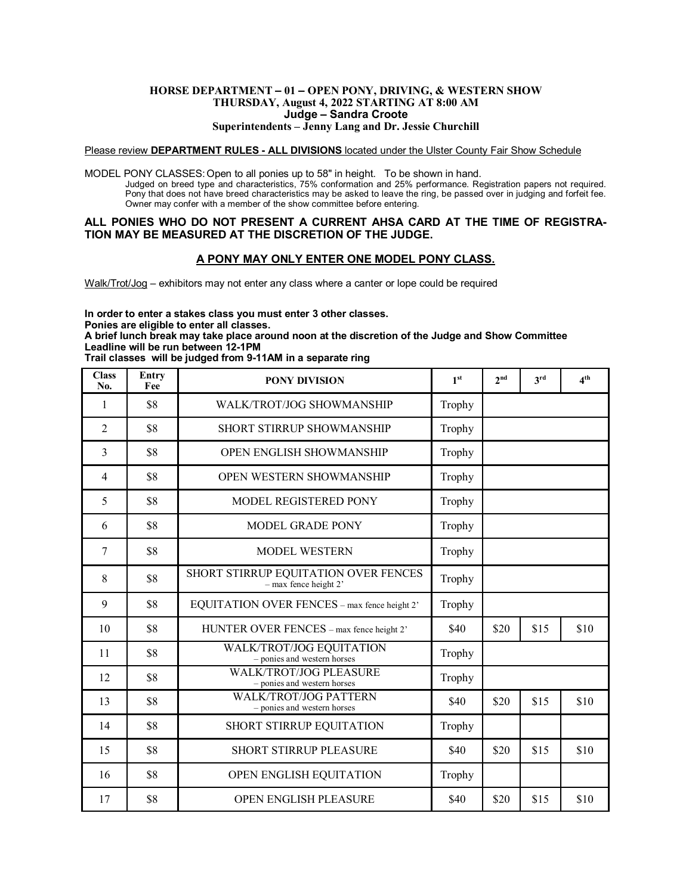# HORSE DEPARTMENT – 01 – OPEN PONY, DRIVING, & WESTERN SHOW

**THURSDAY, August 4, 2022 STARTING AT 8:00 AM**

**Judge – Sandra Croote**

**Superintendents – Jenny Lang and Dr. Jessie Churchill**

Please review **DEPARTMENT RULES - ALL DIVISIONS** located under the Ulster County Fair Show Schedule

MODEL PONY CLASSES: Open to all ponies up to 58" in height. To be shown in hand.

Judged on breed type and characteristics, 75% conformation and 25% performance. Registration papers not required. Pony that does not have breed characteristics may be asked to leave the ring, be passed over in judging and forfeit fee. Owner may confer with a member of the show committee before entering.

**ALL PONIES WHO DO NOT PRESENT A CURRENT AHSA CARD AT THE TIME OF REGISTRATION MAY BE MEASURED AT THE DISCRETION OF THE JUDGE.**

**A PONY MAY ONLY ENTER ONE MODEL PONY CLASS.**

Walk/Trot/Jog – exhibitors may not enter any class where a canter or lope could be required

**In order to enter a stakes class you must enter 3 other classes.**
**Ponies are eligible to enter all classes.**
**A brief lunch break may take place around noon at the discretion of the Judge and Show Committee**
**Leadline will be run between 12-1PM**
**Trail classes will be judged from 9-11AM in a separate ring**

| Class No. | Entry Fee | PONY DIVISION | 1st | 2nd | 3rd | 4th |
|---|---|---|---|---|---|---|
| 1 | $8 | WALK/TROT/JOG SHOWMANSHIP | Trophy | | | |
| 2 | $8 | SHORT STIRRUP SHOWMANSHIP | Trophy | | | |
| 3 | $8 | OPEN ENGLISH SHOWMANSHIP | Trophy | | | |
| 4 | $8 | OPEN WESTERN SHOWMANSHIP | Trophy | | | |
| 5 | $8 | MODEL REGISTERED PONY | Trophy | | | |
| 6 | $8 | MODEL GRADE PONY | Trophy | | | |
| 7 | $8 | MODEL WESTERN | Trophy | | | |
| 8 | $8 | SHORT STIRRUP EQUITATION OVER FENCES – max fence height 2' | Trophy | | | |
| 9 | $8 | EQUITATION OVER FENCES – max fence height 2' | Trophy | | | |
| 10 | $8 | HUNTER OVER FENCES – max fence height 2' | $40 | $20 | $15 | $10 |
| 11 | $8 | WALK/TROT/JOG EQUITATION – ponies and western horses | Trophy | | | |
| 12 | $8 | WALK/TROT/JOG PLEASURE – ponies and western horses | Trophy | | | |
| 13 | $8 | WALK/TROT/JOG PATTERN – ponies and western horses | $40 | $20 | $15 | $10 |
| 14 | $8 | SHORT STIRRUP EQUITATION | Trophy | | | |
| 15 | $8 | SHORT STIRRUP PLEASURE | $40 | $20 | $15 | $10 |
| 16 | $8 | OPEN ENGLISH EQUITATION | Trophy | | | |
| 17 | $8 | OPEN ENGLISH PLEASURE | $40 | $20 | $15 | $10 |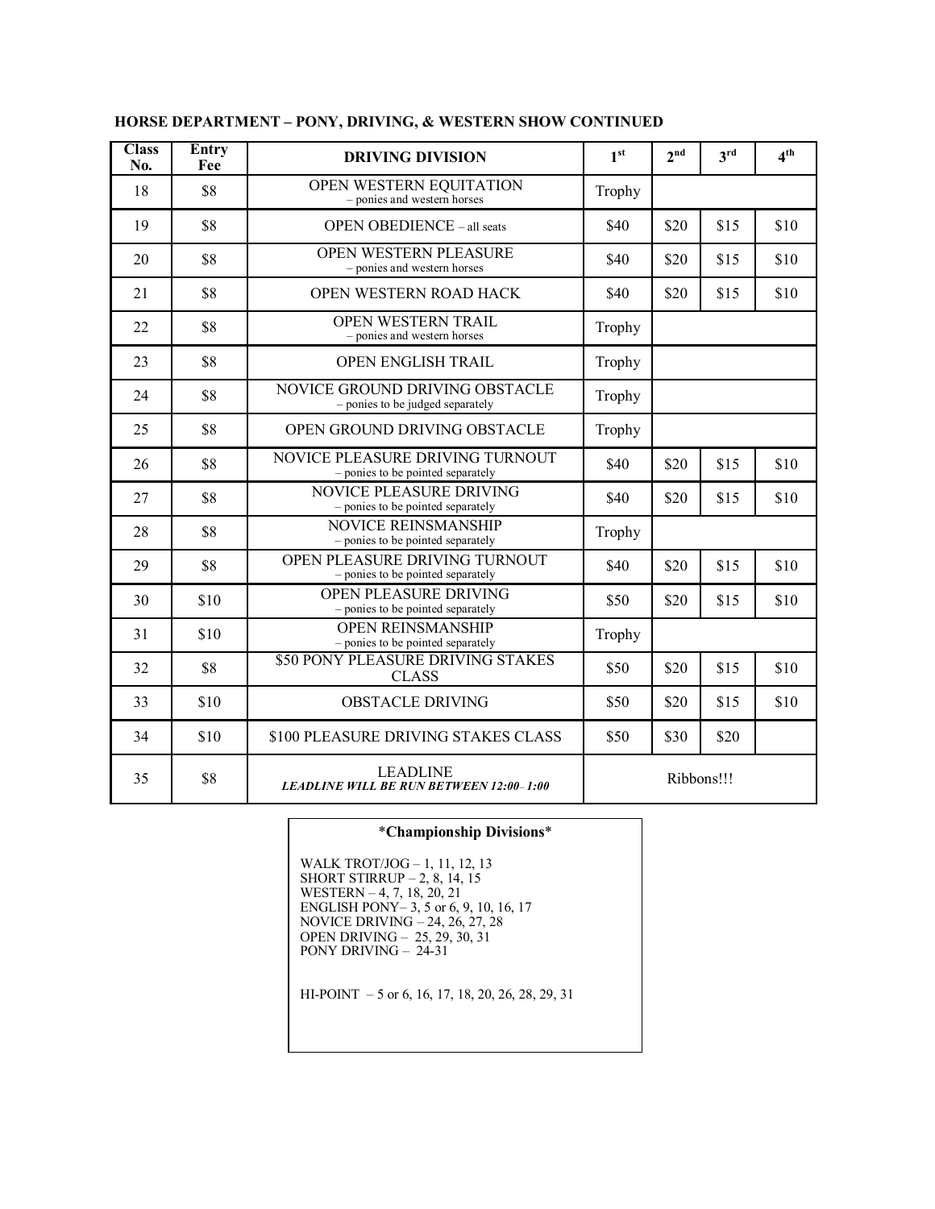**HORSE DEPARTMENT – PONY, DRIVING, & WESTERN SHOW CONTINUED**

| Class No. | Entry Fee | DRIVING DIVISION | 1st | 2nd | 3rd | 4th |
|---|---|---|---|---|---|---|
| 18 | $8 | OPEN WESTERN EQUITATION – ponies and western horses | Trophy | | | |
| 19 | $8 | OPEN OBEDIENCE – all seats | $40 | $20 | $15 | $10 |
| 20 | $8 | OPEN WESTERN PLEASURE – ponies and western horses | $40 | $20 | $15 | $10 |
| 21 | $8 | OPEN WESTERN ROAD HACK | $40 | $20 | $15 | $10 |
| 22 | $8 | OPEN WESTERN TRAIL – ponies and western horses | Trophy | | | |
| 23 | $8 | OPEN ENGLISH TRAIL | Trophy | | | |
| 24 | $8 | NOVICE GROUND DRIVING OBSTACLE – ponies to be judged separately | Trophy | | | |
| 25 | $8 | OPEN GROUND DRIVING OBSTACLE | Trophy | | | |
| 26 | $8 | NOVICE PLEASURE DRIVING TURNOUT – ponies to be pointed separately | $40 | $20 | $15 | $10 |
| 27 | $8 | NOVICE PLEASURE DRIVING – ponies to be pointed separately | $40 | $20 | $15 | $10 |
| 28 | $8 | NOVICE REINSMANSHIP – ponies to be pointed separately | Trophy | | | |
| 29 | $8 | OPEN PLEASURE DRIVING TURNOUT – ponies to be pointed separately | $40 | $20 | $15 | $10 |
| 30 | $10 | OPEN PLEASURE DRIVING – ponies to be pointed separately | $50 | $20 | $15 | $10 |
| 31 | $10 | OPEN REINSMANSHIP – ponies to be pointed separately | Trophy | | | |
| 32 | $8 | $50 PONY PLEASURE DRIVING STAKES CLASS | $50 | $20 | $15 | $10 |
| 33 | $10 | OBSTACLE DRIVING | $50 | $20 | $15 | $10 |
| 34 | $10 | $100 PLEASURE DRIVING STAKES CLASS | $50 | $30 | $20 | |
| 35 | $8 | LEADLINE ***LEADLINE WILL BE RUN BETWEEN 12:00– 1:00*** | Ribbons!!! | | | |

**\*Championship Divisions\***

WALK TROT/JOG – 1, 11, 12, 13
SHORT STIRRUP – 2, 8, 14, 15
WESTERN – 4, 7, 18, 20, 21
ENGLISH PONY– 3, 5 or 6, 9, 10, 16, 17
NOVICE DRIVING – 24, 26, 27, 28
OPEN DRIVING – 25, 29, 30, 31
PONY DRIVING – 24-31

HI-POINT – 5 or 6, 16, 17, 18, 20, 26, 28, 29, 31